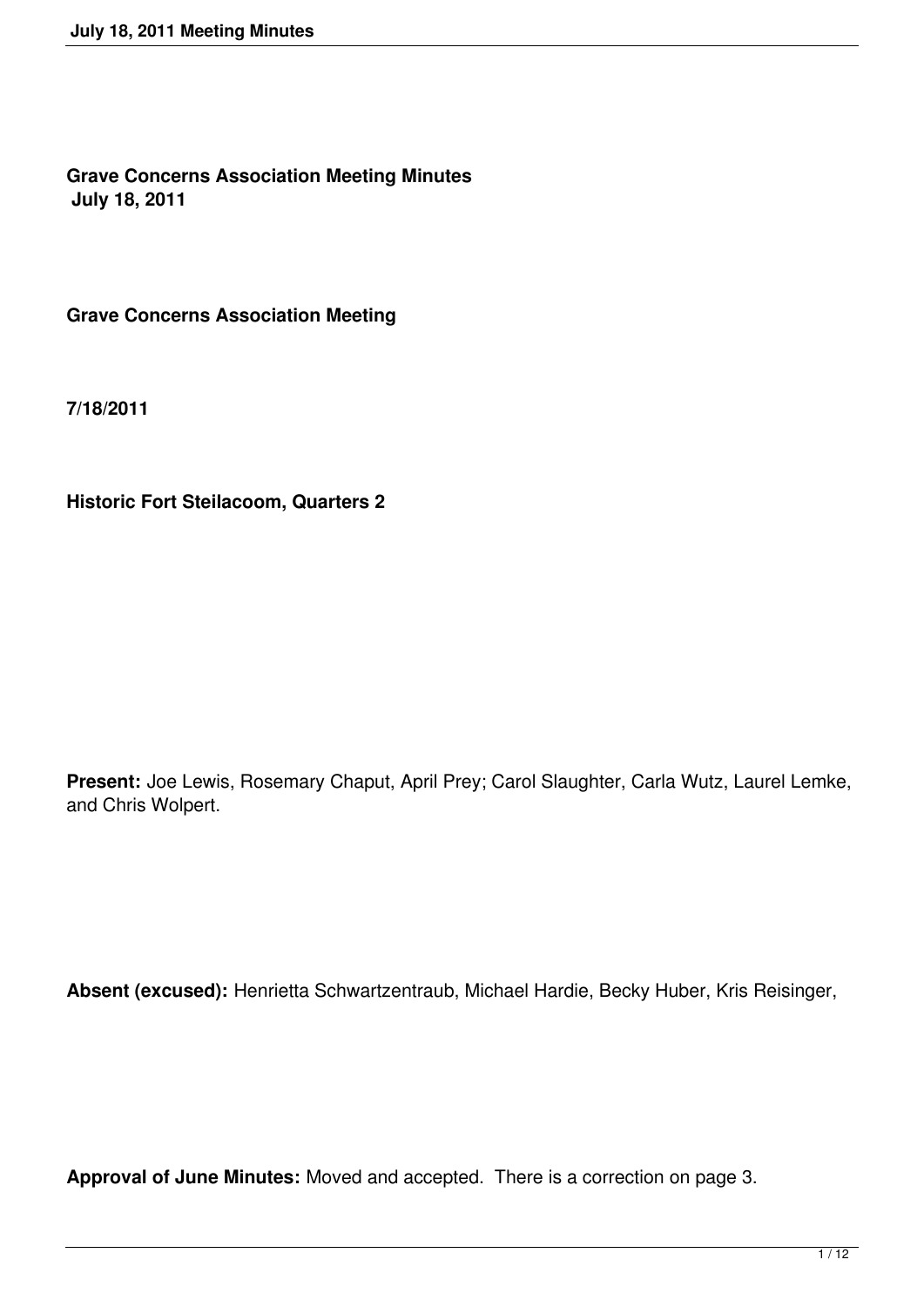**Grave Concerns Association Meeting Minutes**
**July 18, 2011**

**Grave Concerns Association Meeting**

**7/18/2011**

**Historic Fort Steilacoom, Quarters 2**

**Present:** Joe Lewis, Rosemary Chaput, April Prey; Carol Slaughter, Carla Wutz, Laurel Lemke, and Chris Wolpert.

**Absent (excused):** Henrietta Schwartzentraub, Michael Hardie, Becky Huber, Kris Reisinger,

**Approval of June Minutes:** Moved and accepted. There is a correction on page 3.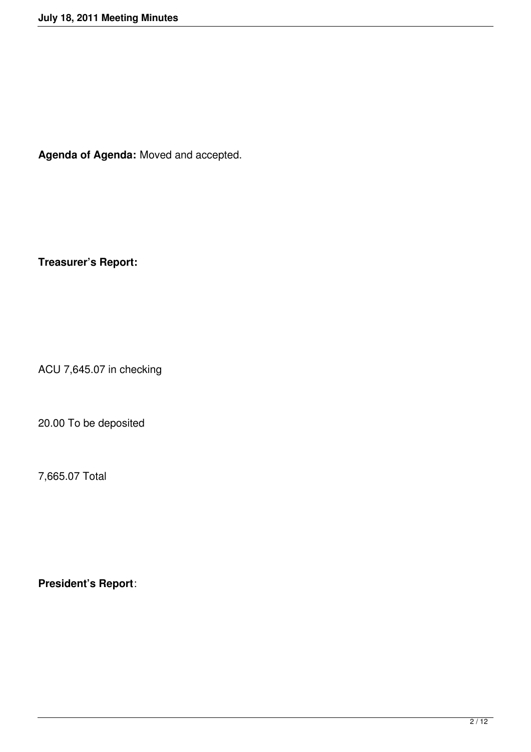**Agenda of Agenda:** Moved and accepted.

**Treasurer's Report:**

ACU 7,645.07 in checking

20.00 To be deposited

7,665.07 Total

**President's Report**: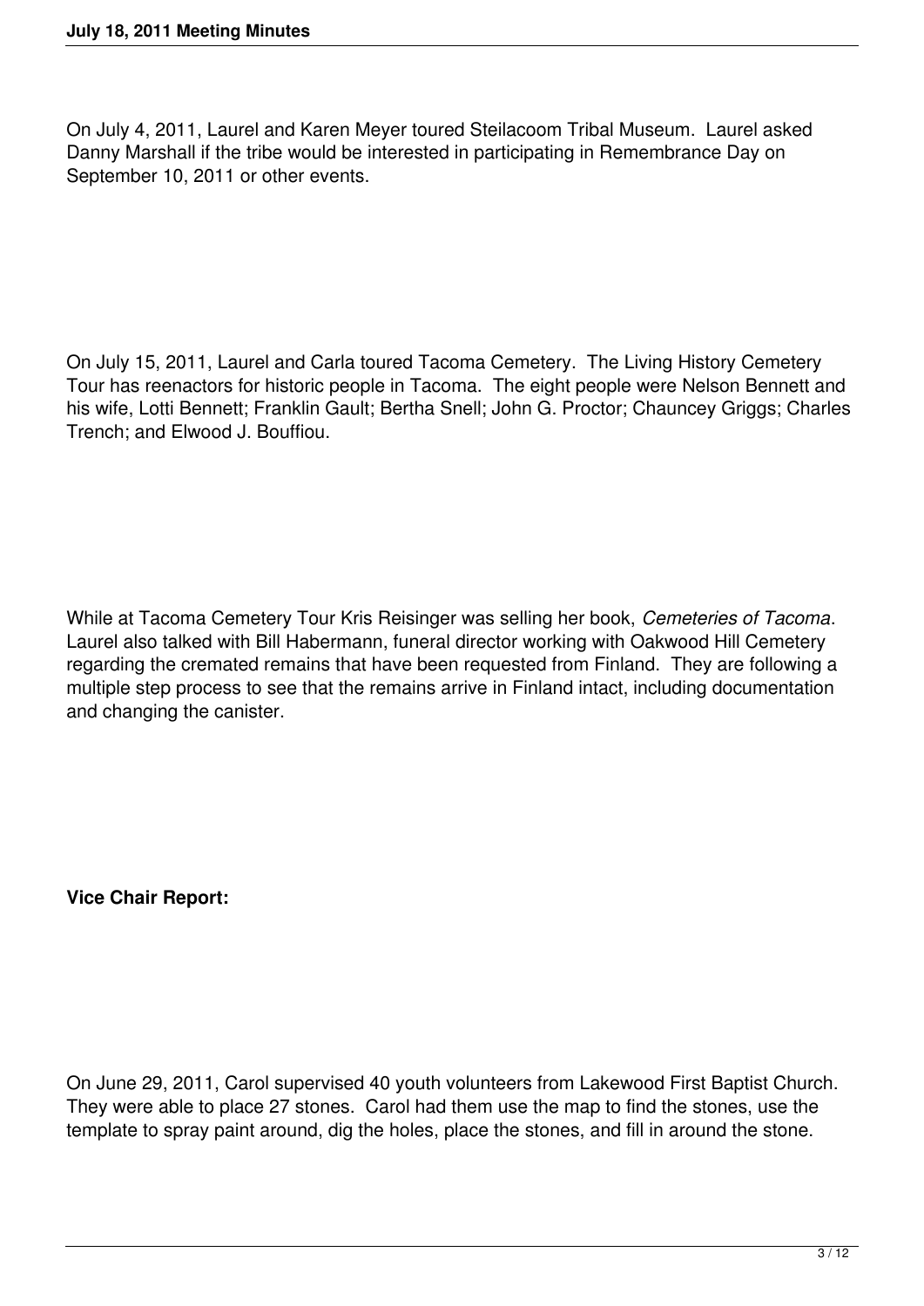On July 4, 2011, Laurel and Karen Meyer toured Steilacoom Tribal Museum. Laurel asked Danny Marshall if the tribe would be interested in participating in Remembrance Day on September 10, 2011 or other events.

On July 15, 2011, Laurel and Carla toured Tacoma Cemetery. The Living History Cemetery Tour has reenactors for historic people in Tacoma. The eight people were Nelson Bennett and his wife, Lotti Bennett; Franklin Gault; Bertha Snell; John G. Proctor; Chauncey Griggs; Charles Trench; and Elwood J. Bouffiou.

While at Tacoma Cemetery Tour Kris Reisinger was selling her book, *Cemeteries of Tacoma*. Laurel also talked with Bill Habermann, funeral director working with Oakwood Hill Cemetery regarding the cremated remains that have been requested from Finland. They are following a multiple step process to see that the remains arrive in Finland intact, including documentation and changing the canister.

**Vice Chair Report:**

On June 29, 2011, Carol supervised 40 youth volunteers from Lakewood First Baptist Church. They were able to place 27 stones. Carol had them use the map to find the stones, use the template to spray paint around, dig the holes, place the stones, and fill in around the stone.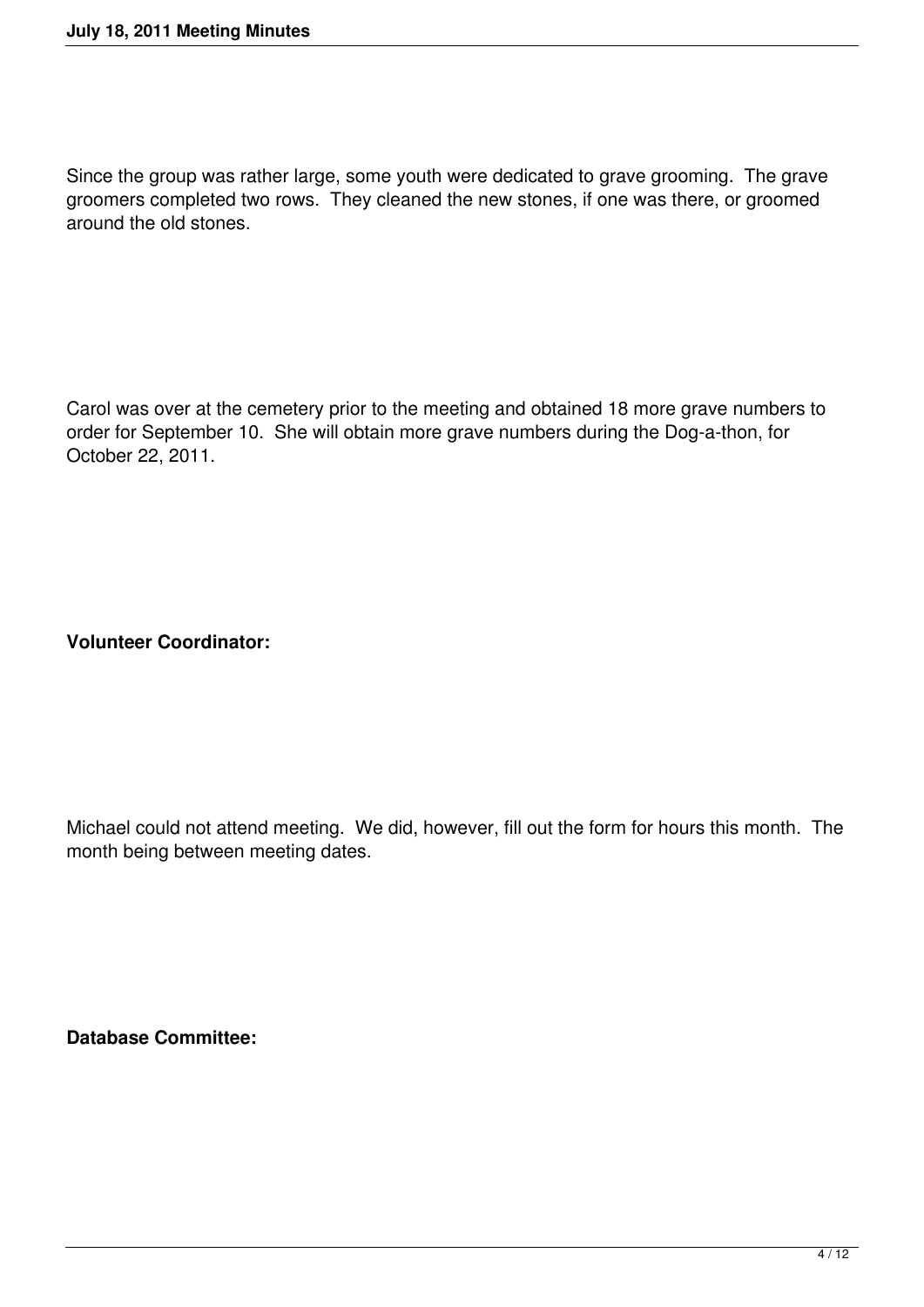Since the group was rather large, some youth were dedicated to grave grooming. The grave groomers completed two rows. They cleaned the new stones, if one was there, or groomed around the old stones.

Carol was over at the cemetery prior to the meeting and obtained 18 more grave numbers to order for September 10. She will obtain more grave numbers during the Dog-a-thon, for October 22, 2011.

**Volunteer Coordinator:**

Michael could not attend meeting. We did, however, fill out the form for hours this month. The month being between meeting dates.

**Database Committee:**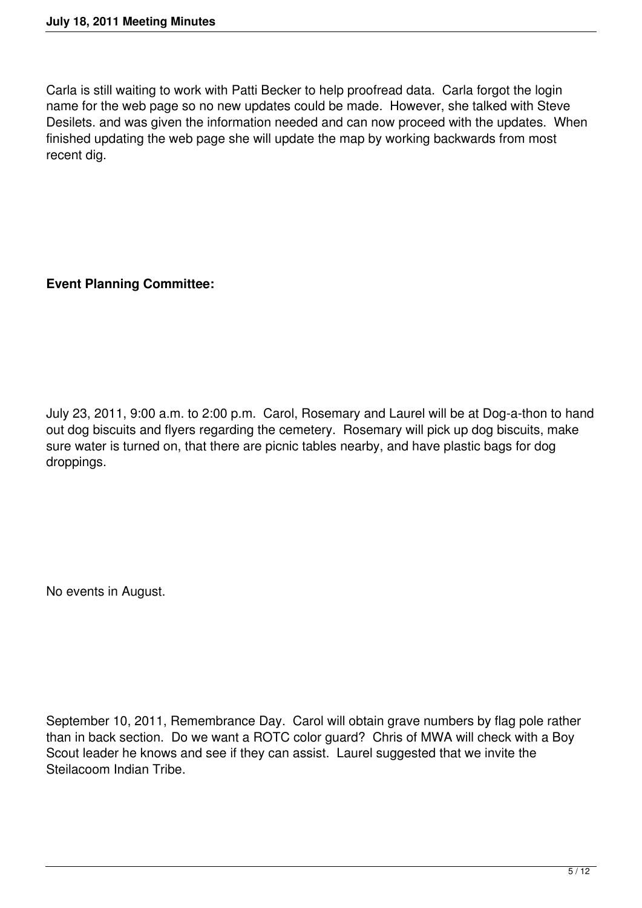Carla is still waiting to work with Patti Becker to help proofread data. Carla forgot the login name for the web page so no new updates could be made. However, she talked with Steve Desilets. and was given the information needed and can now proceed with the updates. When finished updating the web page she will update the map by working backwards from most recent dig.

**Event Planning Committee:**

July 23, 2011, 9:00 a.m. to 2:00 p.m. Carol, Rosemary and Laurel will be at Dog-a-thon to hand out dog biscuits and flyers regarding the cemetery. Rosemary will pick up dog biscuits, make sure water is turned on, that there are picnic tables nearby, and have plastic bags for dog droppings.

No events in August.

September 10, 2011, Remembrance Day. Carol will obtain grave numbers by flag pole rather than in back section. Do we want a ROTC color guard? Chris of MWA will check with a Boy Scout leader he knows and see if they can assist. Laurel suggested that we invite the Steilacoom Indian Tribe.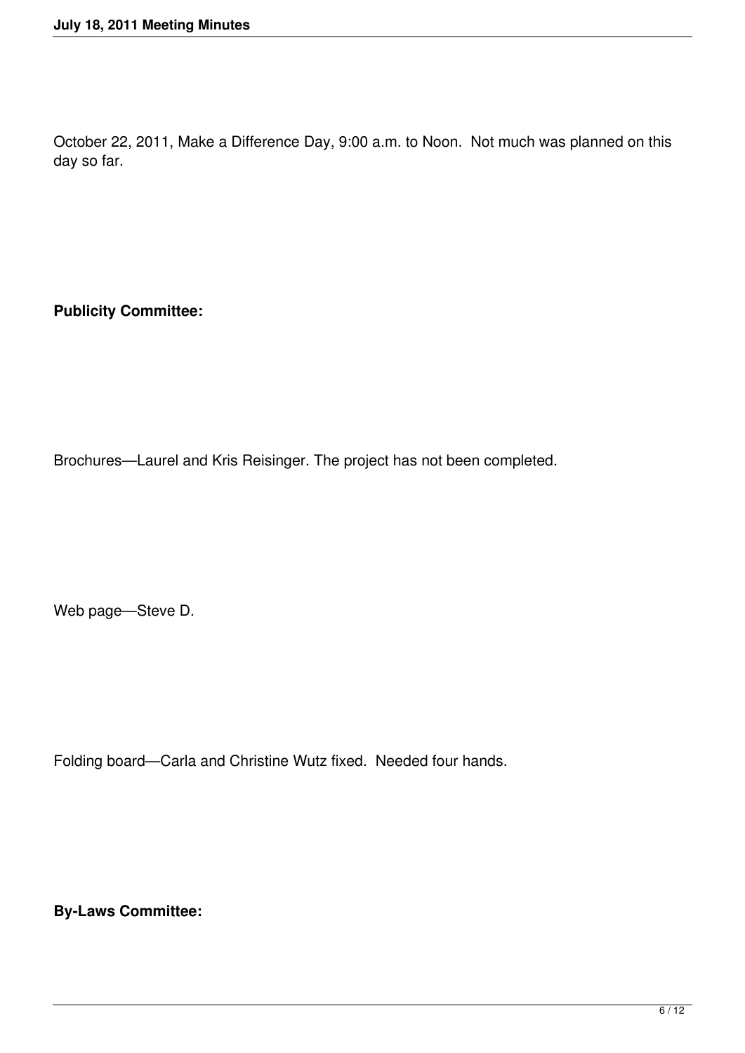October 22, 2011, Make a Difference Day, 9:00 a.m. to Noon.  Not much was planned on this day so far.

**Publicity Committee:**

Brochures—Laurel and Kris Reisinger. The project has not been completed.

Web page—Steve D.

Folding board—Carla and Christine Wutz fixed.  Needed four hands.

**By-Laws Committee:**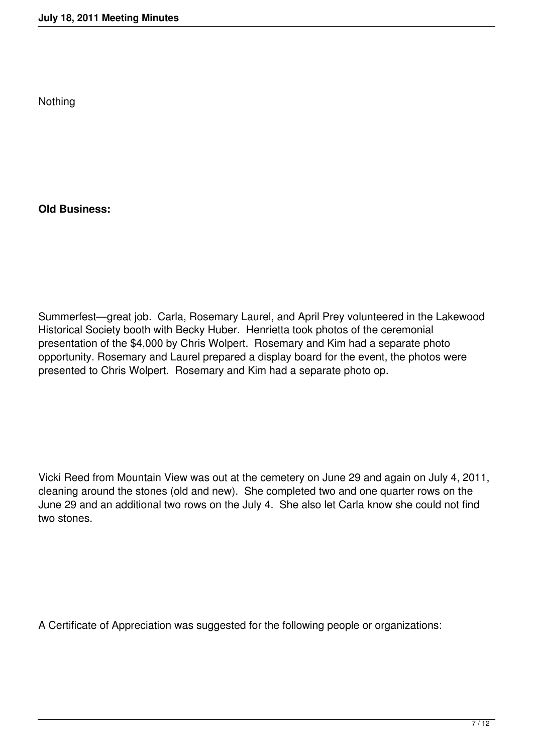Nothing

**Old Business:**

Summerfest—great job. Carla, Rosemary Laurel, and April Prey volunteered in the Lakewood Historical Society booth with Becky Huber. Henrietta took photos of the ceremonial presentation of the $4,000 by Chris Wolpert. Rosemary and Kim had a separate photo opportunity. Rosemary and Laurel prepared a display board for the event, the photos were presented to Chris Wolpert. Rosemary and Kim had a separate photo op.

Vicki Reed from Mountain View was out at the cemetery on June 29 and again on July 4, 2011, cleaning around the stones (old and new). She completed two and one quarter rows on the June 29 and an additional two rows on the July 4. She also let Carla know she could not find two stones.

A Certificate of Appreciation was suggested for the following people or organizations: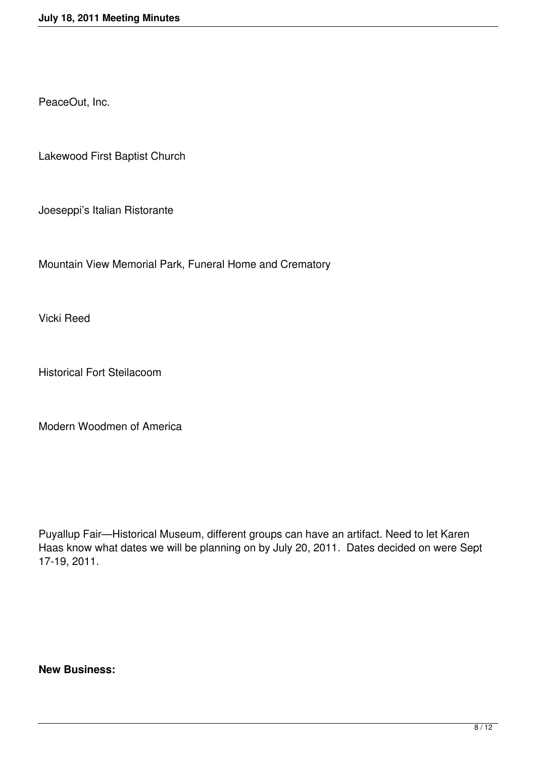PeaceOut, Inc.

Lakewood First Baptist Church

Joeseppi's Italian Ristorante

Mountain View Memorial Park, Funeral Home and Crematory

Vicki Reed

Historical Fort Steilacoom

Modern Woodmen of America

Puyallup Fair—Historical Museum, different groups can have an artifact. Need to let Karen Haas know what dates we will be planning on by July 20, 2011. Dates decided on were Sept 17-19, 2011.

**New Business:**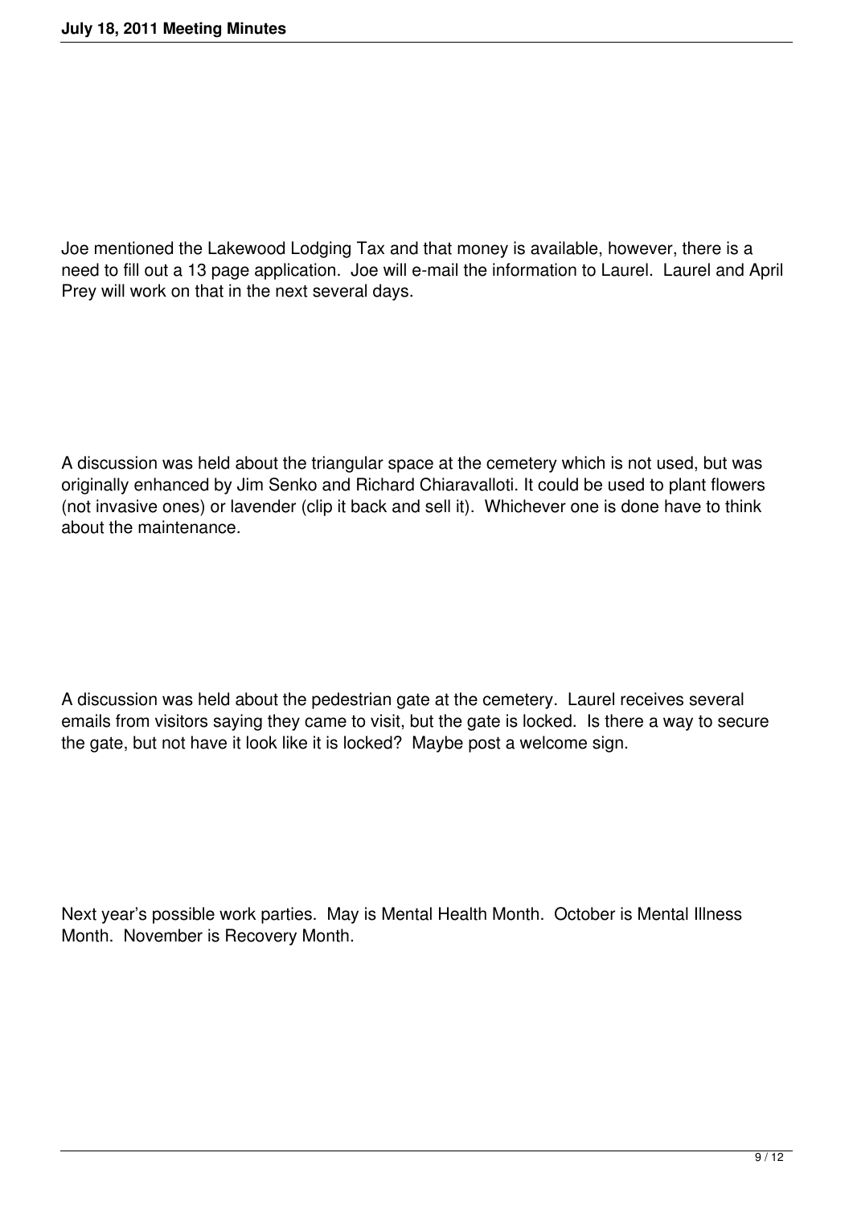Joe mentioned the Lakewood Lodging Tax and that money is available, however, there is a need to fill out a 13 page application. Joe will e-mail the information to Laurel. Laurel and April Prey will work on that in the next several days.

A discussion was held about the triangular space at the cemetery which is not used, but was originally enhanced by Jim Senko and Richard Chiaravalloti. It could be used to plant flowers (not invasive ones) or lavender (clip it back and sell it). Whichever one is done have to think about the maintenance.

A discussion was held about the pedestrian gate at the cemetery. Laurel receives several emails from visitors saying they came to visit, but the gate is locked. Is there a way to secure the gate, but not have it look like it is locked? Maybe post a welcome sign.

Next year's possible work parties. May is Mental Health Month. October is Mental Illness Month. November is Recovery Month.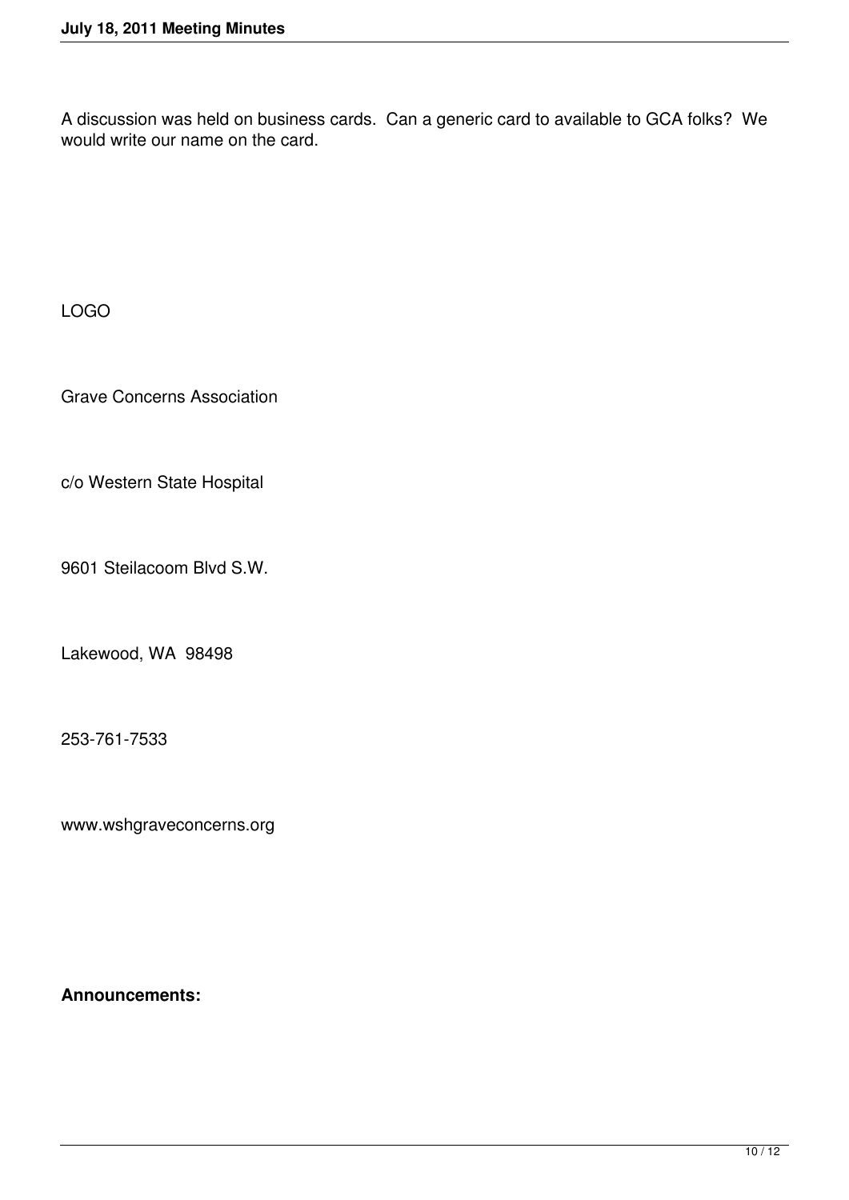A discussion was held on business cards. Can a generic card to available to GCA folks? We would write our name on the card.

LOGO

Grave Concerns Association

c/o Western State Hospital

9601 Steilacoom Blvd S.W.

Lakewood, WA 98498

253-761-7533

www.wshgraveconcerns.org

**Announcements:**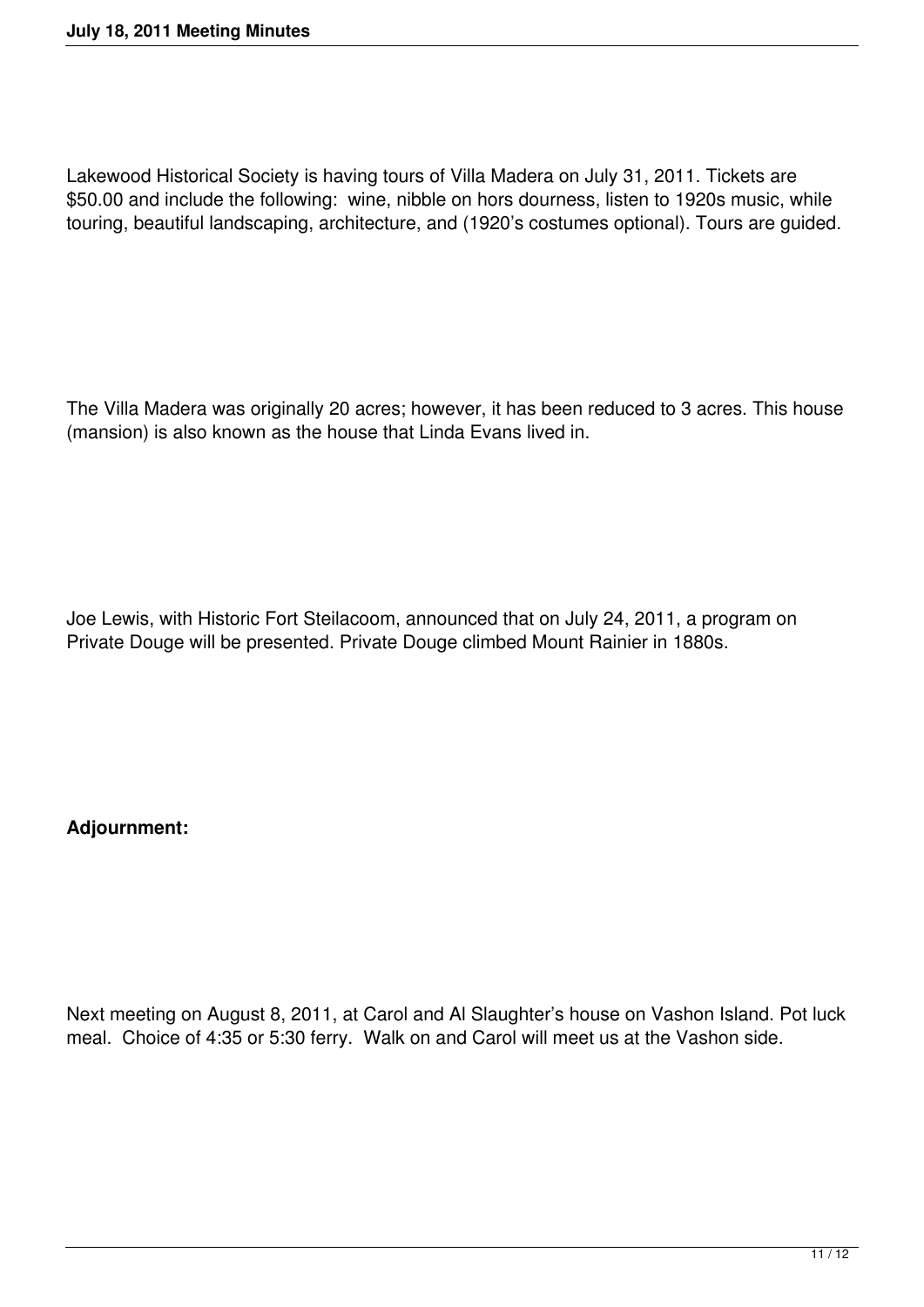Lakewood Historical Society is having tours of Villa Madera on July 31, 2011. Tickets are $50.00 and include the following:  wine, nibble on hors dourness, listen to 1920s music, while touring, beautiful landscaping, architecture, and (1920's costumes optional). Tours are guided.

The Villa Madera was originally 20 acres; however, it has been reduced to 3 acres. This house (mansion) is also known as the house that Linda Evans lived in.

Joe Lewis, with Historic Fort Steilacoom, announced that on July 24, 2011, a program on Private Douge will be presented. Private Douge climbed Mount Rainier in 1880s.

**Adjournment:**

Next meeting on August 8, 2011, at Carol and Al Slaughter's house on Vashon Island. Pot luck meal.  Choice of 4:35 or 5:30 ferry.  Walk on and Carol will meet us at the Vashon side.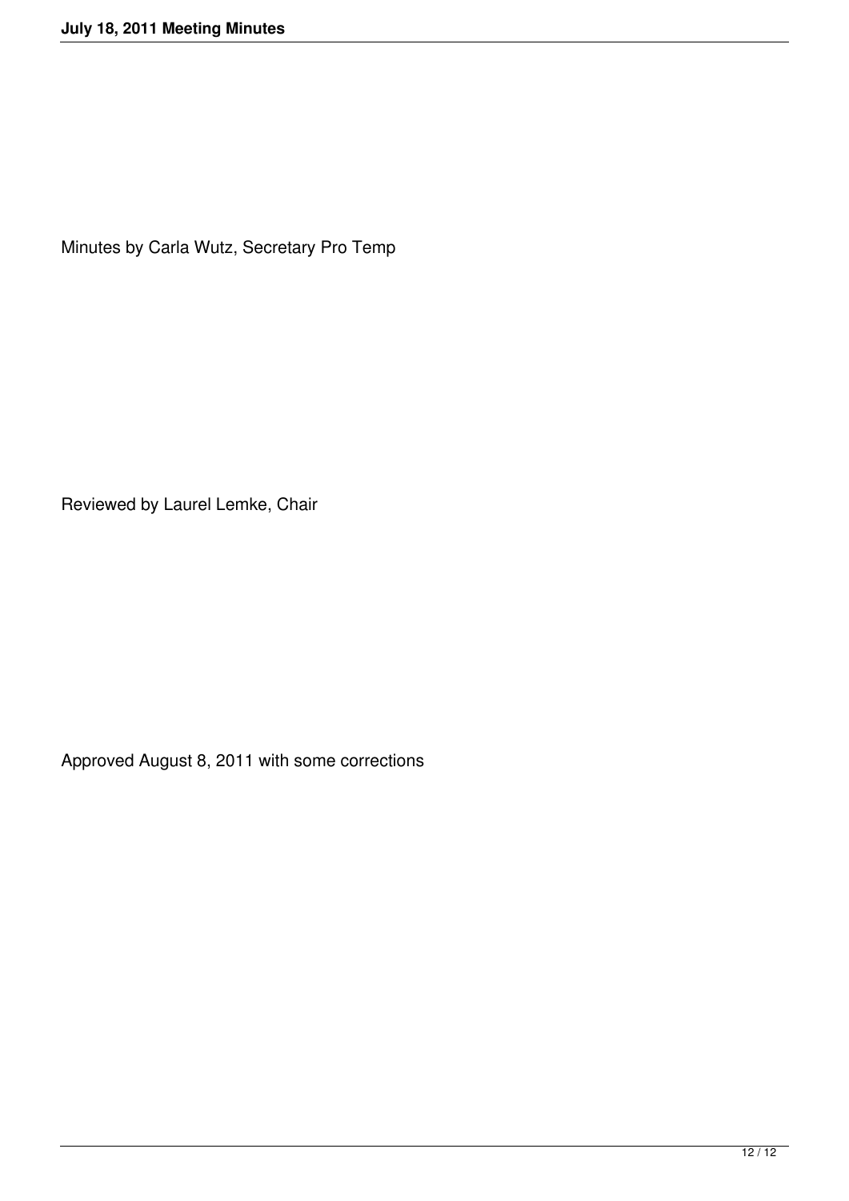Minutes by Carla Wutz, Secretary Pro Temp

Reviewed by Laurel Lemke, Chair

Approved August 8, 2011 with some corrections